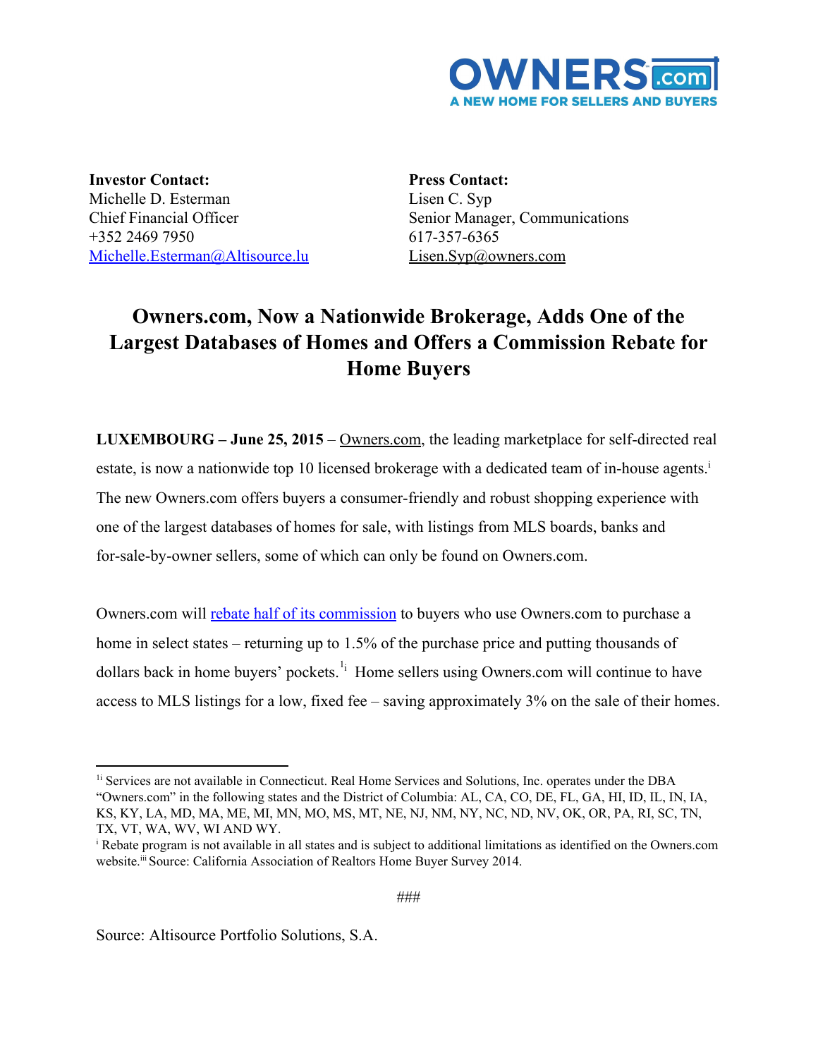**OWNERS.com**
**A NEW HOME FOR SELLERS AND BUYERS**

**Investor Contact:**
Michelle D. Esterman
Chief Financial Officer
+352 2469 7950
Michelle.Esterman@Altisource.lu

**Press Contact:**
Lisen C. Syp
Senior Manager, Communications
617-357-6365
Lisen.Syp@owners.com

# Owners.com, Now a Nationwide Brokerage, Adds One of the Largest Databases of Homes and Offers a Commission Rebate for Home Buyers

**LUXEMBOURG – June 25, 2015** – Owners.com, the leading marketplace for self-directed real estate, is now a nationwide top 10 licensed brokerage with a dedicated team of in-house agents.[i] The new Owners.com offers buyers a consumer-friendly and robust shopping experience with one of the largest databases of homes for sale, with listings from MLS boards, banks and for-sale-by-owner sellers, some of which can only be found on Owners.com.

Owners.com will rebate half of its commission to buyers who use Owners.com to purchase a home in select states – returning up to 1.5% of the purchase price and putting thousands of dollars back in home buyers' pockets.[1i] Home sellers using Owners.com will continue to have access to MLS listings for a low, fixed fee – saving approximately 3% on the sale of their homes.

---

[1i] Services are not available in Connecticut. Real Home Services and Solutions, Inc. operates under the DBA "Owners.com" in the following states and the District of Columbia: AL, CA, CO, DE, FL, GA, HI, ID, IL, IN, IA, KS, KY, LA, MD, MA, ME, MI, MN, MO, MS, MT, NE, NJ, NM, NY, NC, ND, NV, OK, OR, PA, RI, SC, TN, TX, VT, WA, WV, WI AND WY.

[i] Rebate program is not available in all states and is subject to additional limitations as identified on the Owners.com website.[iii] Source: California Association of Realtors Home Buyer Survey 2014.

###

Source: Altisource Portfolio Solutions, S.A.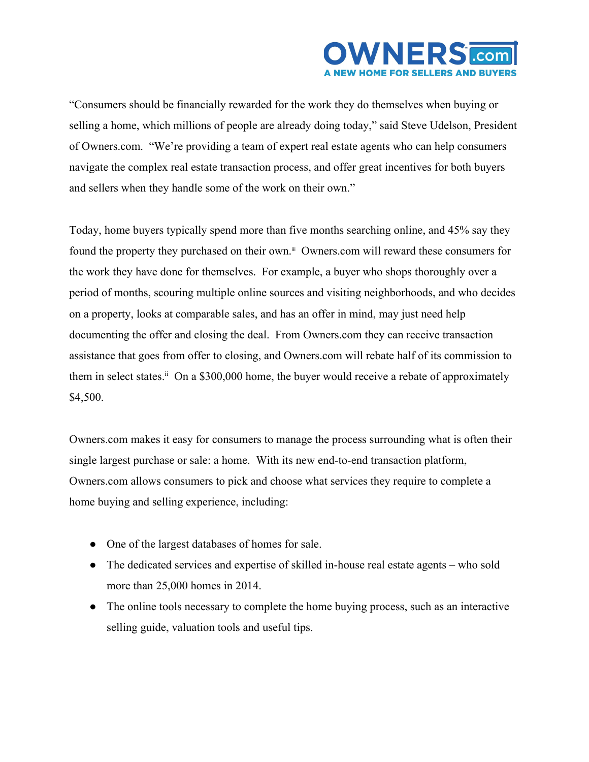"Consumers should be financially rewarded for the work they do themselves when buying or selling a home, which millions of people are already doing today," said Steve Udelson, President of Owners.com. "We're providing a team of expert real estate agents who can help consumers navigate the complex real estate transaction process, and offer great incentives for both buyers and sellers when they handle some of the work on their own."

Today, home buyers typically spend more than five months searching online, and 45% say they found the property they purchased on their own.[iii] Owners.com will reward these consumers for the work they have done for themselves. For example, a buyer who shops thoroughly over a period of months, scouring multiple online sources and visiting neighborhoods, and who decides on a property, looks at comparable sales, and has an offer in mind, may just need help documenting the offer and closing the deal. From Owners.com they can receive transaction assistance that goes from offer to closing, and Owners.com will rebate half of its commission to them in select states.[ii] On a $300,000 home, the buyer would receive a rebate of approximately $4,500.

Owners.com makes it easy for consumers to manage the process surrounding what is often their single largest purchase or sale: a home. With its new end-to-end transaction platform, Owners.com allows consumers to pick and choose what services they require to complete a home buying and selling experience, including:

- One of the largest databases of homes for sale.
- The dedicated services and expertise of skilled in-house real estate agents – who sold more than 25,000 homes in 2014.
- The online tools necessary to complete the home buying process, such as an interactive selling guide, valuation tools and useful tips.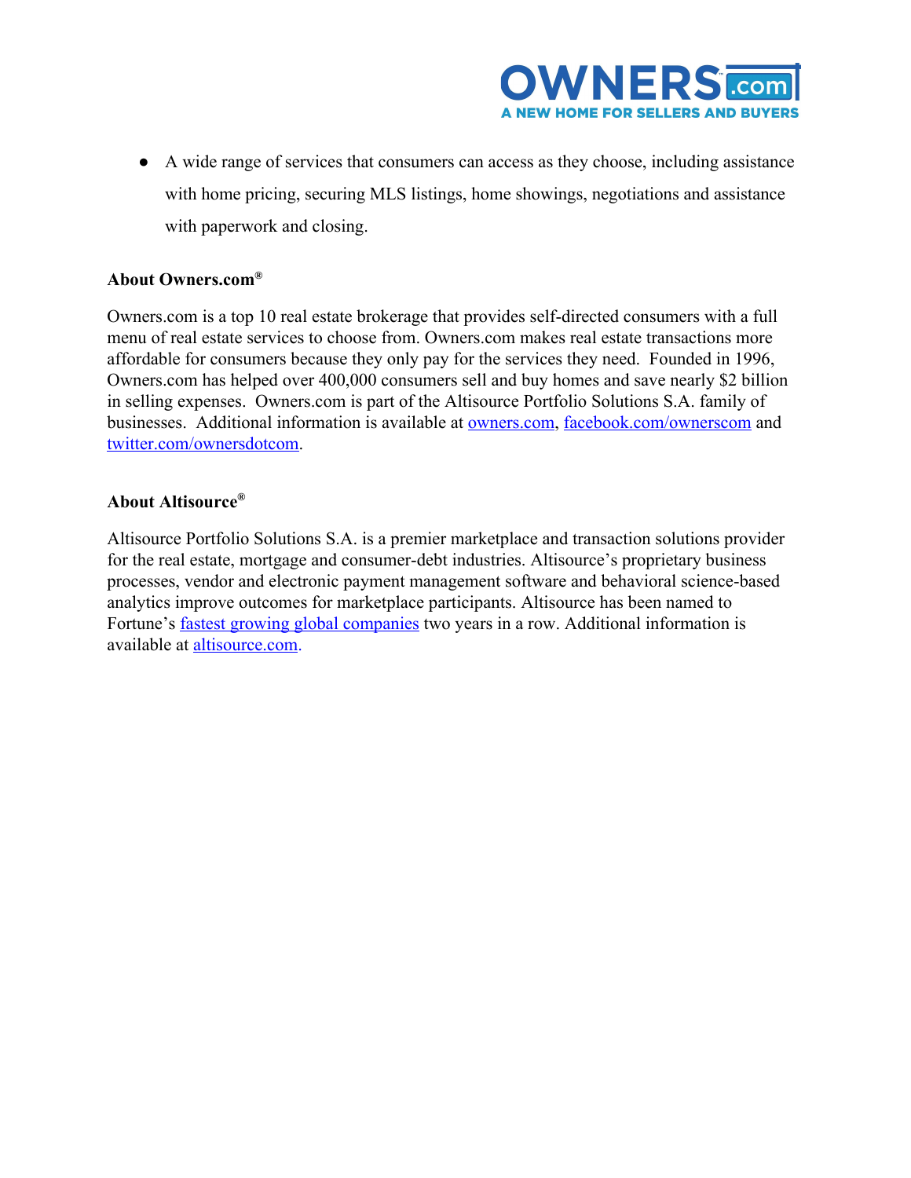- A wide range of services that consumers can access as they choose, including assistance with home pricing, securing MLS listings, home showings, negotiations and assistance with paperwork and closing.

**About Owners.com®**

Owners.com is a top 10 real estate brokerage that provides self-directed consumers with a full menu of real estate services to choose from. Owners.com makes real estate transactions more affordable for consumers because they only pay for the services they need. Founded in 1996, Owners.com has helped over 400,000 consumers sell and buy homes and save nearly $2 billion in selling expenses. Owners.com is part of the Altisource Portfolio Solutions S.A. family of businesses. Additional information is available at owners.com, facebook.com/ownerscom and twitter.com/ownersdotcom.

**About Altisource®**

Altisource Portfolio Solutions S.A. is a premier marketplace and transaction solutions provider for the real estate, mortgage and consumer-debt industries. Altisource's proprietary business processes, vendor and electronic payment management software and behavioral science-based analytics improve outcomes for marketplace participants. Altisource has been named to Fortune's fastest growing global companies two years in a row. Additional information is available at altisource.com.